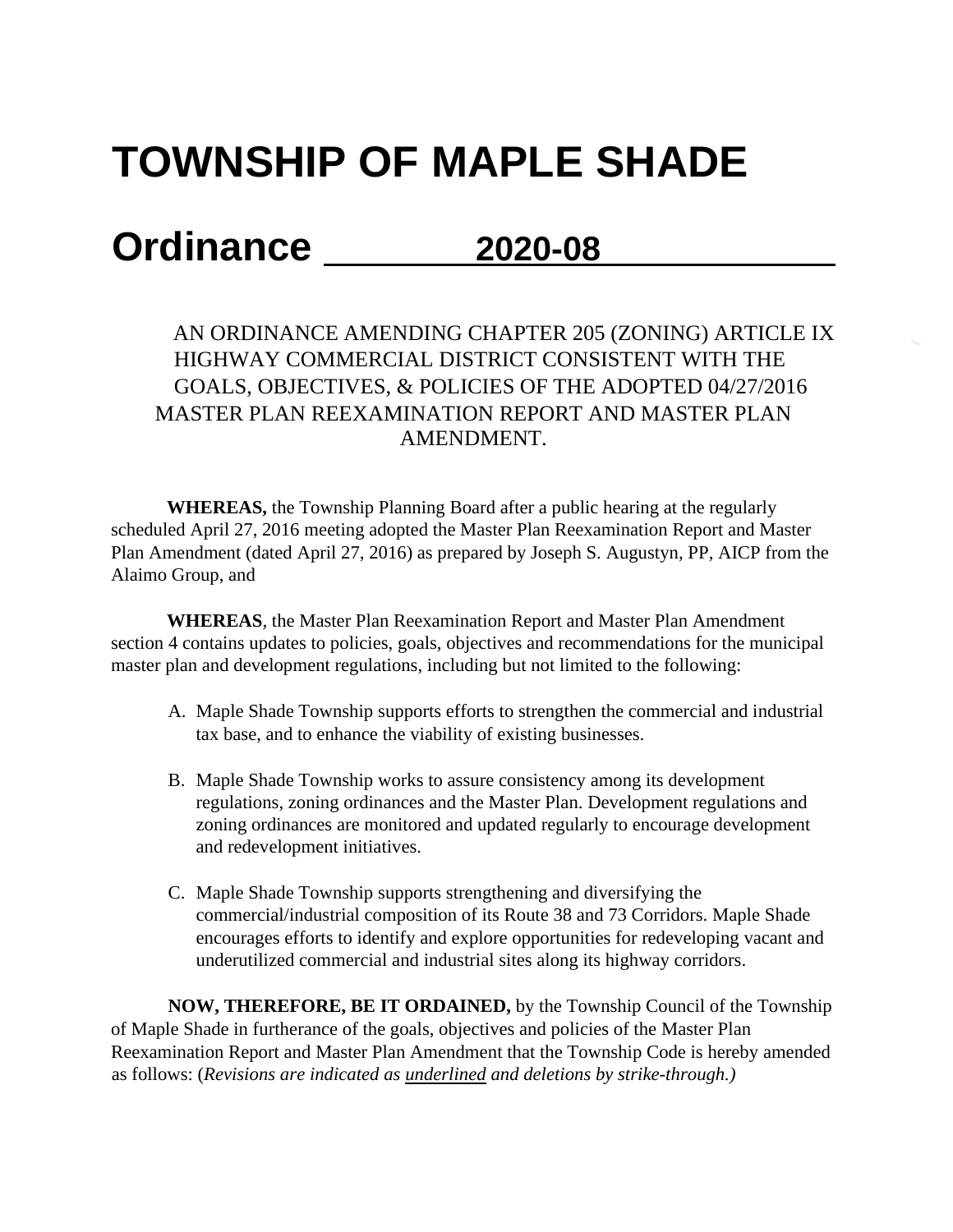# TOWNSHIP OF MAPLE SHADE

# Ordinance 2020-08

AN ORDINANCE AMENDING CHAPTER 205 (ZONING) ARTICLE IX HIGHWAY COMMERCIAL DISTRICT CONSISTENT WITH THE GOALS, OBJECTIVES, & POLICIES OF THE ADOPTED 04/27/2016 MASTER PLAN REEXAMINATION REPORT AND MASTER PLAN AMENDMENT.

**WHEREAS,** the Township Planning Board after a public hearing at the regularly scheduled April 27, 2016 meeting adopted the Master Plan Reexamination Report and Master Plan Amendment (dated April 27, 2016) as prepared by Joseph S. Augustyn, PP, AICP from the Alaimo Group, and

**WHEREAS**, the Master Plan Reexamination Report and Master Plan Amendment section 4 contains updates to policies, goals, objectives and recommendations for the municipal master plan and development regulations, including but not limited to the following:

A. Maple Shade Township supports efforts to strengthen the commercial and industrial tax base, and to enhance the viability of existing businesses.

B. Maple Shade Township works to assure consistency among its development regulations, zoning ordinances and the Master Plan. Development regulations and zoning ordinances are monitored and updated regularly to encourage development and redevelopment initiatives.

C. Maple Shade Township supports strengthening and diversifying the commercial/industrial composition of its Route 38 and 73 Corridors. Maple Shade encourages efforts to identify and explore opportunities for redeveloping vacant and underutilized commercial and industrial sites along its highway corridors.

**NOW, THEREFORE, BE IT ORDAINED,** by the Township Council of the Township of Maple Shade in furtherance of the goals, objectives and policies of the Master Plan Reexamination Report and Master Plan Amendment that the Township Code is hereby amended as follows: (*Revisions are indicated as <u>underlined</u> and deletions by strike-through.)*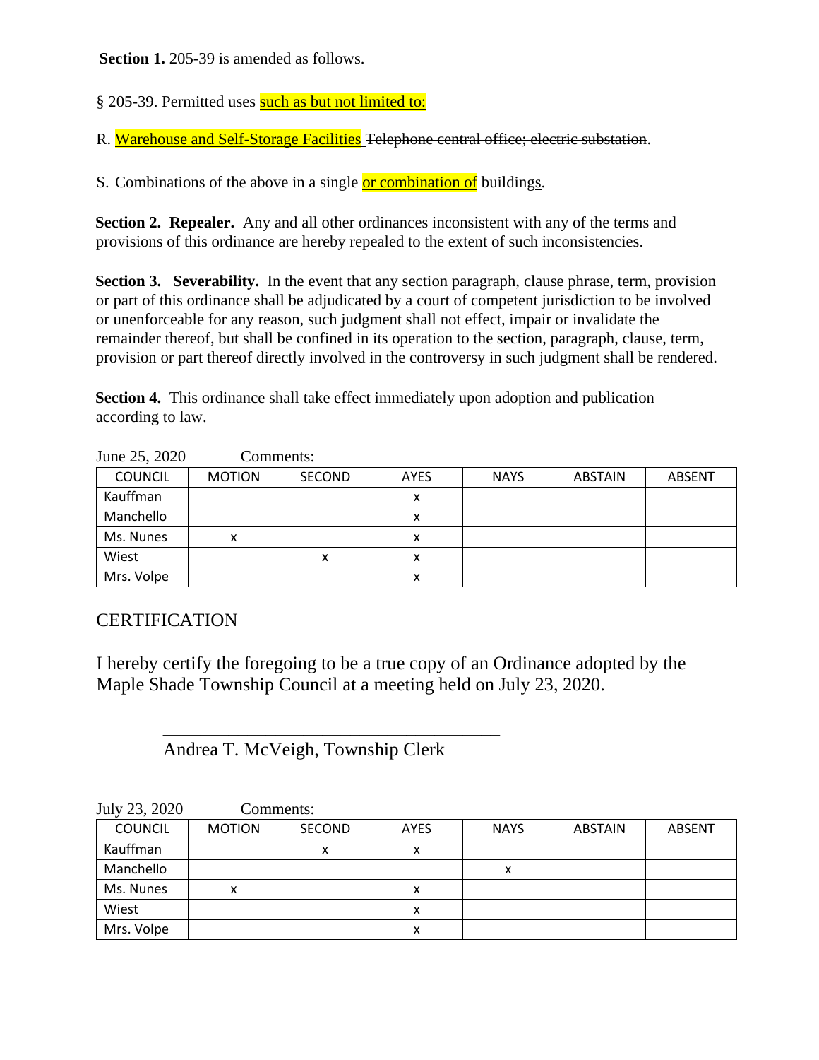**Section 1.** 205-39 is amended as follows.

§ 205-39. Permitted uses such as but not limited to:

R. Warehouse and Self-Storage Facilities ~~Telephone central office; electric substation~~.

S. Combinations of the above in a single or combination of buildings.

**Section 2. Repealer.** Any and all other ordinances inconsistent with any of the terms and provisions of this ordinance are hereby repealed to the extent of such inconsistencies.

**Section 3. Severability.** In the event that any section paragraph, clause phrase, term, provision or part of this ordinance shall be adjudicated by a court of competent jurisdiction to be involved or unenforceable for any reason, such judgment shall not effect, impair or invalidate the remainder thereof, but shall be confined in its operation to the section, paragraph, clause, term, provision or part thereof directly involved in the controversy in such judgment shall be rendered.

**Section 4.** This ordinance shall take effect immediately upon adoption and publication according to law.

June 25, 2020 Comments:

| COUNCIL | MOTION | SECOND | AYES | NAYS | ABSTAIN | ABSENT |
|---|---|---|---|---|---|---|
| Kauffman | | | x | | | |
| Manchello | | | x | | | |
| Ms. Nunes | x | | x | | | |
| Wiest | | x | x | | | |
| Mrs. Volpe | | | x | | | |

CERTIFICATION

I hereby certify the foregoing to be a true copy of an Ordinance adopted by the Maple Shade Township Council at a meeting held on July 23, 2020.

\_\_\_\_\_\_\_\_\_\_\_\_\_\_\_\_\_\_\_\_\_\_\_\_\_\_\_\_\_\_\_\_\_\_\_\_\_

Andrea T. McVeigh, Township Clerk

July 23, 2020 Comments:

| COUNCIL | MOTION | SECOND | AYES | NAYS | ABSTAIN | ABSENT |
|---|---|---|---|---|---|---|
| Kauffman | | x | x | | | |
| Manchello | | | | x | | |
| Ms. Nunes | x | | x | | | |
| Wiest | | | x | | | |
| Mrs. Volpe | | | x | | | |